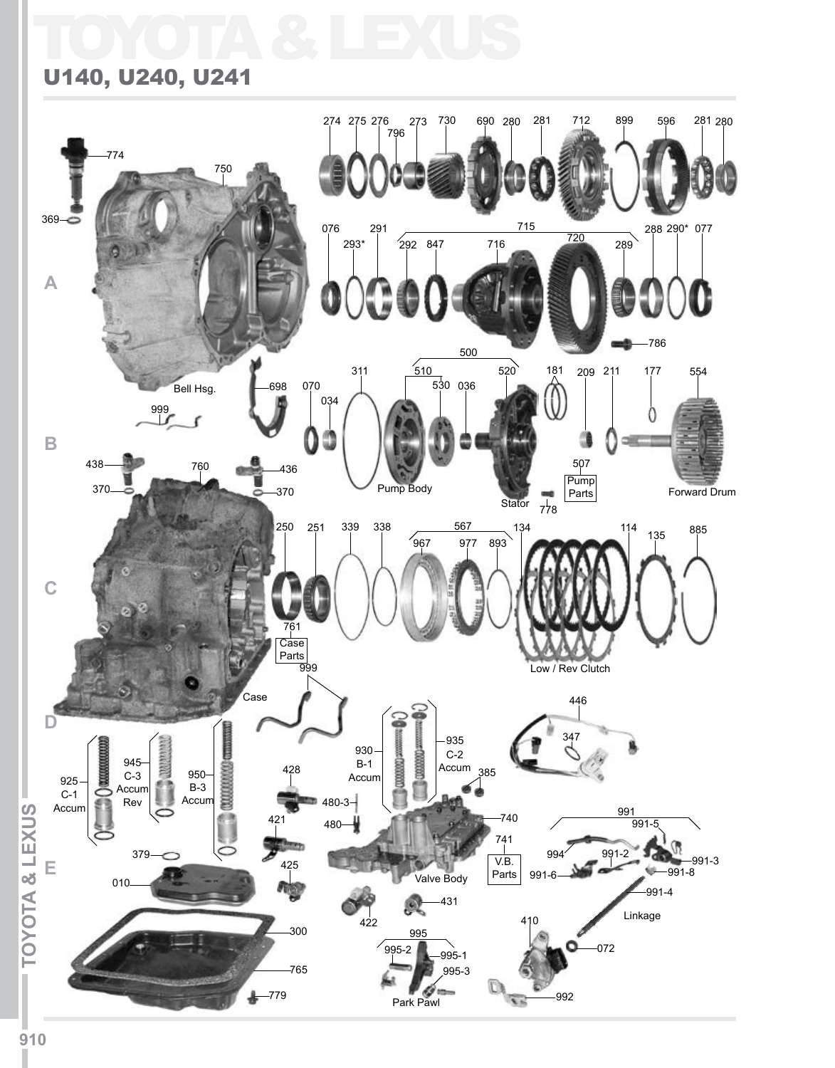# TOYOTA & LEXUS

## U140, U240, U241

274 275 276 273 730 690 280 281 712 899 596 281 280

796

774

750

369

076 291 715 288 290* 077

293* 292 847 716 720 289

A

786

500

311 510 520 181 209 211 177 554

070 530 036

Bell Hsg. 698

034

999

B

507

Pump Parts

438 760 436

370 370

Pump Body

Stator

778

Forward Drum

250 251 339 338 567 134 114 135 885

967 977 893

C

761

Case Parts

999

Low / Rev Clutch

Case

446

D

347

935

C-2 Accum

930

B-1 Accum

945

C-3 Accum Rev

925

C-1 Accum

950

B-3 Accum

428

385

480-3

421

740

480

991

741

991-5

V.B. Parts

994

991-2

991-3

379

425

991-6

991-8

E

010

Valve Body

991-4

431

422

Linkage

410

300

995

995-2

995-1

072

765

995-3

779

Park Pawl

992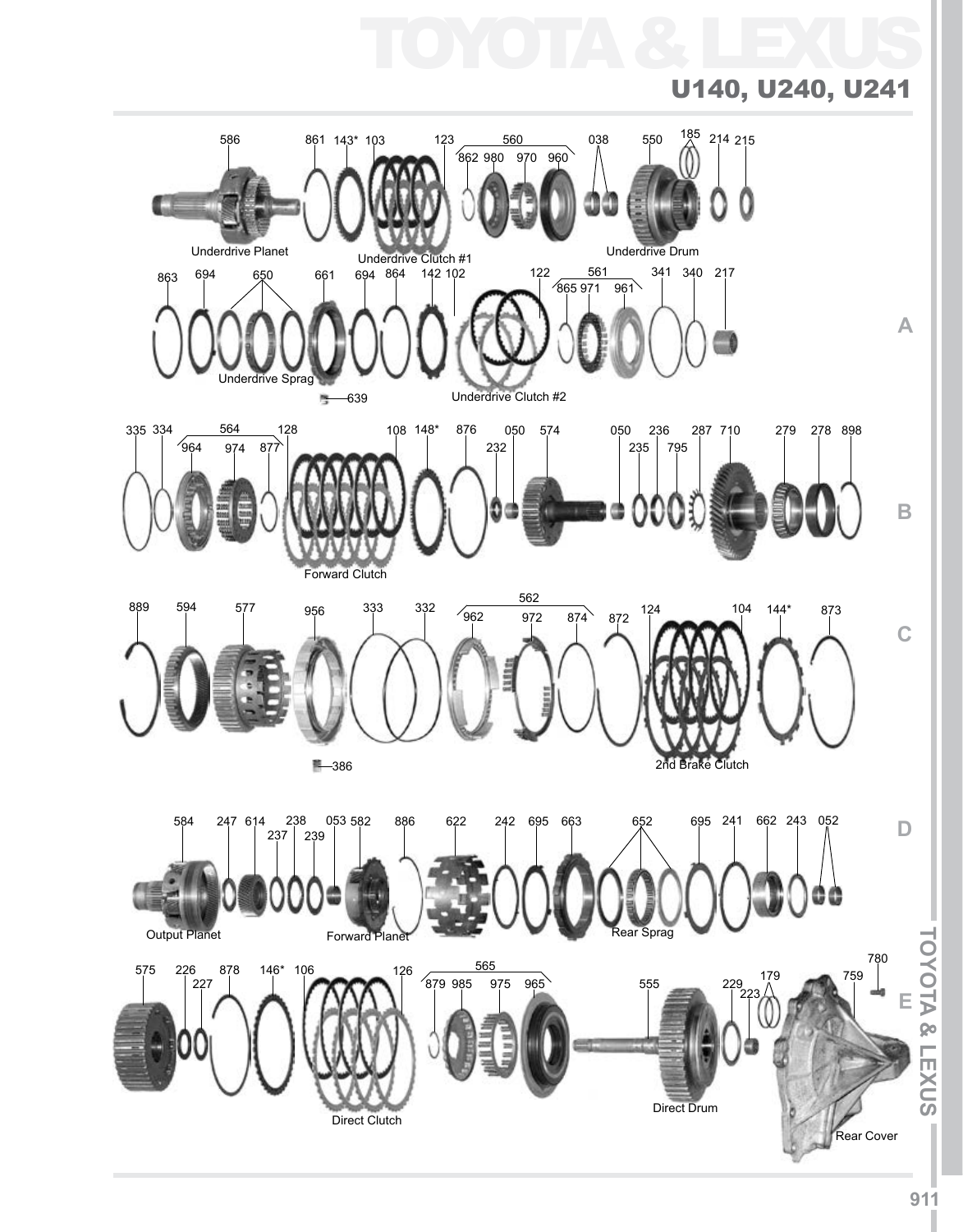# TOYOTA & LEXUS

## U140, U240, U241

586
861 143* 103
123
560
862 980 970 960
038
550
185
214 215

Underdrive Planet
Underdrive Clutch #1
Underdrive Drum

863 694 650 661 694 864 142 102
122
561
865 971 961
341 340 217

Underdrive Sprag
639
Underdrive Clutch #2

A

335 334
564
964 974 877
128
108 148* 876
050 574
232
050 236 287 710
235 795
279 278 898

Forward Clutch

B

889 594 577 956 333 332
562
962 972 874
872 124 104 144* 873

386
2nd Brake Clutch

C

584 247 614 238 237 239 053 582 886 622 242 695 663 652 695 241 662 243 052

Output Planet
Forward Planet
Rear Sprag

D

575 226 227 878 146* 106 126
565
879 985 975 965
555 229 223 179 780 759

Direct Clutch
Direct Drum
Rear Cover

E

TOYOTA & LEXUS